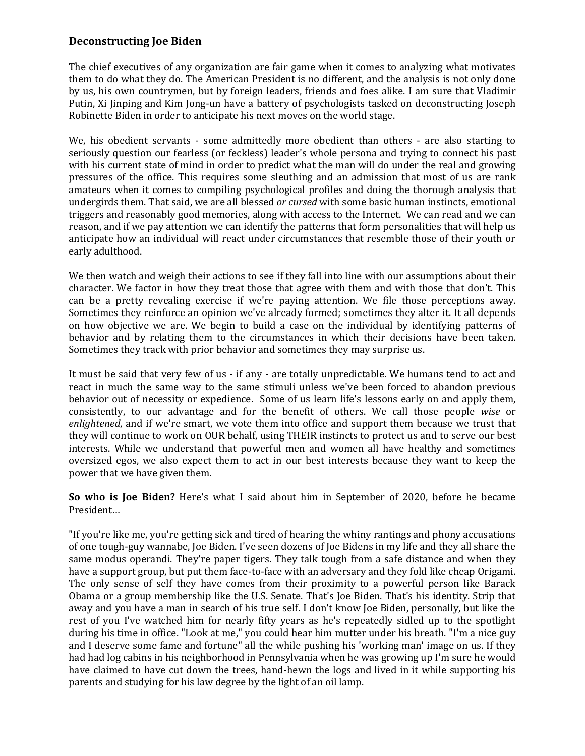## Deconstructing Joe Biden

The chief executives of any organization are fair game when it comes to analyzing what motivates them to do what they do. The American President is no different, and the analysis is not only done by us, his own countrymen, but by foreign leaders, friends and foes alike. I am sure that Vladimir Putin, Xi Jinping and Kim Jong-un have a battery of psychologists tasked on deconstructing Joseph Robinette Biden in order to anticipate his next moves on the world stage.

We, his obedient servants - some admittedly more obedient than others - are also starting to seriously question our fearless (or feckless) leader's whole persona and trying to connect his past with his current state of mind in order to predict what the man will do under the real and growing pressures of the office. This requires some sleuthing and an admission that most of us are rank amateurs when it comes to compiling psychological profiles and doing the thorough analysis that undergirds them. That said, we are all blessed *or cursed* with some basic human instincts, emotional triggers and reasonably good memories, along with access to the Internet. We can read and we can reason, and if we pay attention we can identify the patterns that form personalities that will help us anticipate how an individual will react under circumstances that resemble those of their youth or early adulthood.

We then watch and weigh their actions to see if they fall into line with our assumptions about their character. We factor in how they treat those that agree with them and with those that don't. This can be a pretty revealing exercise if we're paying attention. We file those perceptions away. Sometimes they reinforce an opinion we've already formed; sometimes they alter it. It all depends on how objective we are. We begin to build a case on the individual by identifying patterns of behavior and by relating them to the circumstances in which their decisions have been taken. Sometimes they track with prior behavior and sometimes they may surprise us.

It must be said that very few of us - if any - are totally unpredictable. We humans tend to act and react in much the same way to the same stimuli unless we've been forced to abandon previous behavior out of necessity or expedience. Some of us learn life's lessons early on and apply them, consistently, to our advantage and for the benefit of others. We call those people *wise* or *enlightened*, and if we're smart, we vote them into office and support them because we trust that they will continue to work on OUR behalf, using THEIR instincts to protect us and to serve our best interests. While we understand that powerful men and women all have healthy and sometimes oversized egos, we also expect them to <u>act</u> in our best interests because they want to keep the power that we have given them.

**So who is Joe Biden?** Here's what I said about him in September of 2020, before he became President…

"If you're like me, you're getting sick and tired of hearing the whiny rantings and phony accusations of one tough-guy wannabe, Joe Biden. I've seen dozens of Joe Bidens in my life and they all share the same modus operandi. They're paper tigers. They talk tough from a safe distance and when they have a support group, but put them face-to-face with an adversary and they fold like cheap Origami. The only sense of self they have comes from their proximity to a powerful person like Barack Obama or a group membership like the U.S. Senate. That's Joe Biden. That's his identity. Strip that away and you have a man in search of his true self. I don't know Joe Biden, personally, but like the rest of you I've watched him for nearly fifty years as he's repeatedly sidled up to the spotlight during his time in office. "Look at me," you could hear him mutter under his breath. "I'm a nice guy and I deserve some fame and fortune" all the while pushing his 'working man' image on us. If they had had log cabins in his neighborhood in Pennsylvania when he was growing up I'm sure he would have claimed to have cut down the trees, hand-hewn the logs and lived in it while supporting his parents and studying for his law degree by the light of an oil lamp.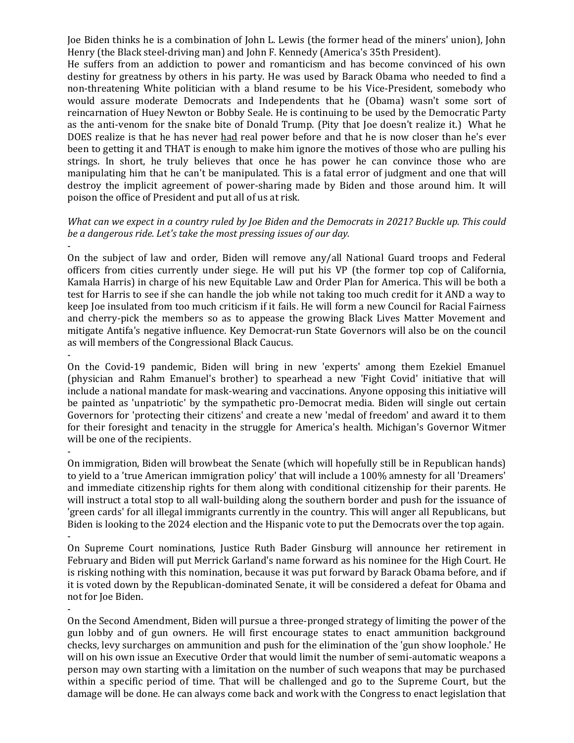Joe Biden thinks he is a combination of John L. Lewis (the former head of the miners' union), John Henry (the Black steel-driving man) and John F. Kennedy (America's 35th President).

He suffers from an addiction to power and romanticism and has become convinced of his own destiny for greatness by others in his party. He was used by Barack Obama who needed to find a non-threatening White politician with a bland resume to be his Vice-President, somebody who would assure moderate Democrats and Independents that he (Obama) wasn't some sort of reincarnation of Huey Newton or Bobby Seale. He is continuing to be used by the Democratic Party as the anti-venom for the snake bite of Donald Trump. (Pity that Joe doesn't realize it.) What he DOES realize is that he has never <u>had</u> real power before and that he is now closer than he's ever been to getting it and THAT is enough to make him ignore the motives of those who are pulling his strings. In short, he truly believes that once he has power he can convince those who are manipulating him that he can't be manipulated. This is a fatal error of judgment and one that will destroy the implicit agreement of power-sharing made by Biden and those around him. It will poison the office of President and put all of us at risk.

*What can we expect in a country ruled by Joe Biden and the Democrats in 2021? Buckle up. This could be a dangerous ride. Let's take the most pressing issues of our day.*

-

On the subject of law and order, Biden will remove any/all National Guard troops and Federal officers from cities currently under siege. He will put his VP (the former top cop of California, Kamala Harris) in charge of his new Equitable Law and Order Plan for America. This will be both a test for Harris to see if she can handle the job while not taking too much credit for it AND a way to keep Joe insulated from too much criticism if it fails. He will form a new Council for Racial Fairness and cherry-pick the members so as to appease the growing Black Lives Matter Movement and mitigate Antifa's negative influence. Key Democrat-run State Governors will also be on the council as will members of the Congressional Black Caucus.

-

On the Covid-19 pandemic, Biden will bring in new 'experts' among them Ezekiel Emanuel (physician and Rahm Emanuel's brother) to spearhead a new 'Fight Covid' initiative that will include a national mandate for mask-wearing and vaccinations. Anyone opposing this initiative will be painted as 'unpatriotic' by the sympathetic pro-Democrat media. Biden will single out certain Governors for 'protecting their citizens' and create a new 'medal of freedom' and award it to them for their foresight and tenacity in the struggle for America's health. Michigan's Governor Witmer will be one of the recipients.

-

On immigration, Biden will browbeat the Senate (which will hopefully still be in Republican hands) to yield to a 'true American immigration policy' that will include a 100% amnesty for all 'Dreamers' and immediate citizenship rights for them along with conditional citizenship for their parents. He will instruct a total stop to all wall-building along the southern border and push for the issuance of 'green cards' for all illegal immigrants currently in the country. This will anger all Republicans, but Biden is looking to the 2024 election and the Hispanic vote to put the Democrats over the top again.

-

On Supreme Court nominations, Justice Ruth Bader Ginsburg will announce her retirement in February and Biden will put Merrick Garland's name forward as his nominee for the High Court. He is risking nothing with this nomination, because it was put forward by Barack Obama before, and if it is voted down by the Republican-dominated Senate, it will be considered a defeat for Obama and not for Joe Biden.

-

On the Second Amendment, Biden will pursue a three-pronged strategy of limiting the power of the gun lobby and of gun owners. He will first encourage states to enact ammunition background checks, levy surcharges on ammunition and push for the elimination of the 'gun show loophole.' He will on his own issue an Executive Order that would limit the number of semi-automatic weapons a person may own starting with a limitation on the number of such weapons that may be purchased within a specific period of time. That will be challenged and go to the Supreme Court, but the damage will be done. He can always come back and work with the Congress to enact legislation that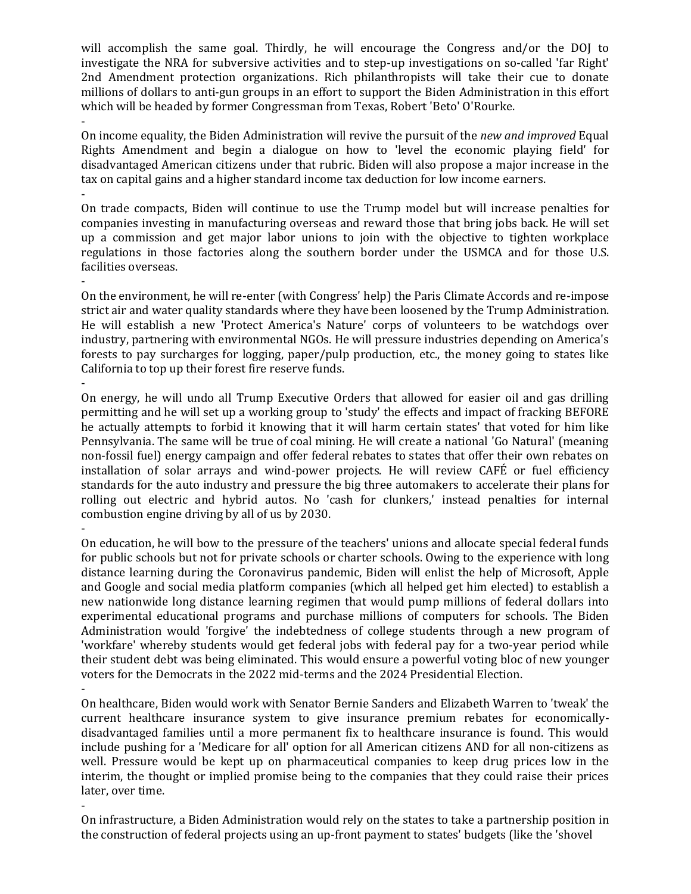will accomplish the same goal. Thirdly, he will encourage the Congress and/or the DOJ to investigate the NRA for subversive activities and to step-up investigations on so-called 'far Right' 2nd Amendment protection organizations. Rich philanthropists will take their cue to donate millions of dollars to anti-gun groups in an effort to support the Biden Administration in this effort which will be headed by former Congressman from Texas, Robert 'Beto' O'Rourke.

-

On income equality, the Biden Administration will revive the pursuit of the *new and improved* Equal Rights Amendment and begin a dialogue on how to 'level the economic playing field' for disadvantaged American citizens under that rubric. Biden will also propose a major increase in the tax on capital gains and a higher standard income tax deduction for low income earners.

-

On trade compacts, Biden will continue to use the Trump model but will increase penalties for companies investing in manufacturing overseas and reward those that bring jobs back. He will set up a commission and get major labor unions to join with the objective to tighten workplace regulations in those factories along the southern border under the USMCA and for those U.S. facilities overseas.

-

On the environment, he will re-enter (with Congress' help) the Paris Climate Accords and re-impose strict air and water quality standards where they have been loosened by the Trump Administration. He will establish a new 'Protect America's Nature' corps of volunteers to be watchdogs over industry, partnering with environmental NGOs. He will pressure industries depending on America's forests to pay surcharges for logging, paper/pulp production, etc., the money going to states like California to top up their forest fire reserve funds.

-

On energy, he will undo all Trump Executive Orders that allowed for easier oil and gas drilling permitting and he will set up a working group to 'study' the effects and impact of fracking BEFORE he actually attempts to forbid it knowing that it will harm certain states' that voted for him like Pennsylvania. The same will be true of coal mining. He will create a national 'Go Natural' (meaning non-fossil fuel) energy campaign and offer federal rebates to states that offer their own rebates on installation of solar arrays and wind-power projects. He will review CAFÉ or fuel efficiency standards for the auto industry and pressure the big three automakers to accelerate their plans for rolling out electric and hybrid autos. No 'cash for clunkers,' instead penalties for internal combustion engine driving by all of us by 2030.

-

On education, he will bow to the pressure of the teachers' unions and allocate special federal funds for public schools but not for private schools or charter schools. Owing to the experience with long distance learning during the Coronavirus pandemic, Biden will enlist the help of Microsoft, Apple and Google and social media platform companies (which all helped get him elected) to establish a new nationwide long distance learning regimen that would pump millions of federal dollars into experimental educational programs and purchase millions of computers for schools. The Biden Administration would 'forgive' the indebtedness of college students through a new program of 'workfare' whereby students would get federal jobs with federal pay for a two-year period while their student debt was being eliminated. This would ensure a powerful voting bloc of new younger voters for the Democrats in the 2022 mid-terms and the 2024 Presidential Election.

-

On healthcare, Biden would work with Senator Bernie Sanders and Elizabeth Warren to 'tweak' the current healthcare insurance system to give insurance premium rebates for economically-disadvantaged families until a more permanent fix to healthcare insurance is found. This would include pushing for a 'Medicare for all' option for all American citizens AND for all non-citizens as well. Pressure would be kept up on pharmaceutical companies to keep drug prices low in the interim, the thought or implied promise being to the companies that they could raise their prices later, over time.

-

On infrastructure, a Biden Administration would rely on the states to take a partnership position in the construction of federal projects using an up-front payment to states' budgets (like the 'shovel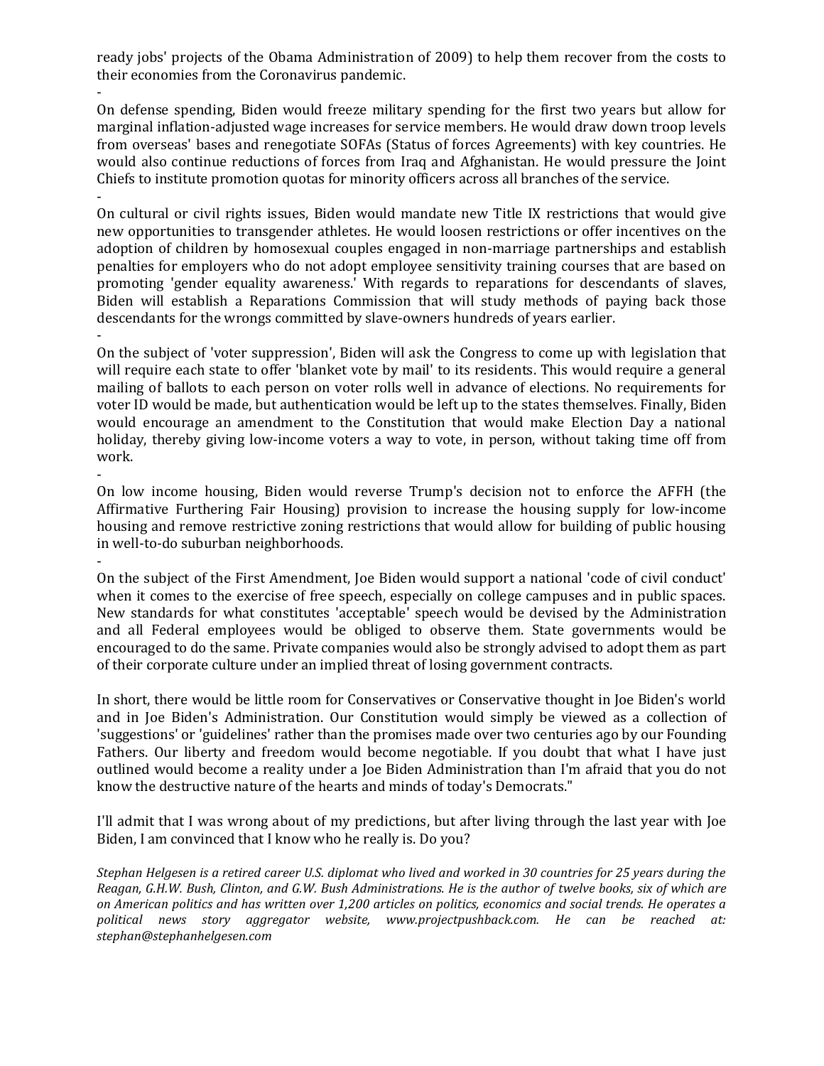ready jobs' projects of the Obama Administration of 2009) to help them recover from the costs to their economies from the Coronavirus pandemic.

-

On defense spending, Biden would freeze military spending for the first two years but allow for marginal inflation-adjusted wage increases for service members. He would draw down troop levels from overseas' bases and renegotiate SOFAs (Status of forces Agreements) with key countries. He would also continue reductions of forces from Iraq and Afghanistan. He would pressure the Joint Chiefs to institute promotion quotas for minority officers across all branches of the service.

-

On cultural or civil rights issues, Biden would mandate new Title IX restrictions that would give new opportunities to transgender athletes. He would loosen restrictions or offer incentives on the adoption of children by homosexual couples engaged in non-marriage partnerships and establish penalties for employers who do not adopt employee sensitivity training courses that are based on promoting 'gender equality awareness.' With regards to reparations for descendants of slaves, Biden will establish a Reparations Commission that will study methods of paying back those descendants for the wrongs committed by slave-owners hundreds of years earlier.

-

On the subject of 'voter suppression', Biden will ask the Congress to come up with legislation that will require each state to offer 'blanket vote by mail' to its residents. This would require a general mailing of ballots to each person on voter rolls well in advance of elections. No requirements for voter ID would be made, but authentication would be left up to the states themselves. Finally, Biden would encourage an amendment to the Constitution that would make Election Day a national holiday, thereby giving low-income voters a way to vote, in person, without taking time off from work.

-

On low income housing, Biden would reverse Trump's decision not to enforce the AFFH (the Affirmative Furthering Fair Housing) provision to increase the housing supply for low-income housing and remove restrictive zoning restrictions that would allow for building of public housing in well-to-do suburban neighborhoods.

-

On the subject of the First Amendment, Joe Biden would support a national 'code of civil conduct' when it comes to the exercise of free speech, especially on college campuses and in public spaces. New standards for what constitutes 'acceptable' speech would be devised by the Administration and all Federal employees would be obliged to observe them. State governments would be encouraged to do the same. Private companies would also be strongly advised to adopt them as part of their corporate culture under an implied threat of losing government contracts.

In short, there would be little room for Conservatives or Conservative thought in Joe Biden's world and in Joe Biden's Administration. Our Constitution would simply be viewed as a collection of 'suggestions' or 'guidelines' rather than the promises made over two centuries ago by our Founding Fathers. Our liberty and freedom would become negotiable. If you doubt that what I have just outlined would become a reality under a Joe Biden Administration than I'm afraid that you do not know the destructive nature of the hearts and minds of today's Democrats."

I'll admit that I was wrong about of my predictions, but after living through the last year with Joe Biden, I am convinced that I know who he really is. Do you?

*Stephan Helgesen is a retired career U.S. diplomat who lived and worked in 30 countries for 25 years during the Reagan, G.H.W. Bush, Clinton, and G.W. Bush Administrations. He is the author of twelve books, six of which are on American politics and has written over 1,200 articles on politics, economics and social trends. He operates a political news story aggregator website, www.projectpushback.com. He can be reached at: stephan@stephanhelgesen.com*